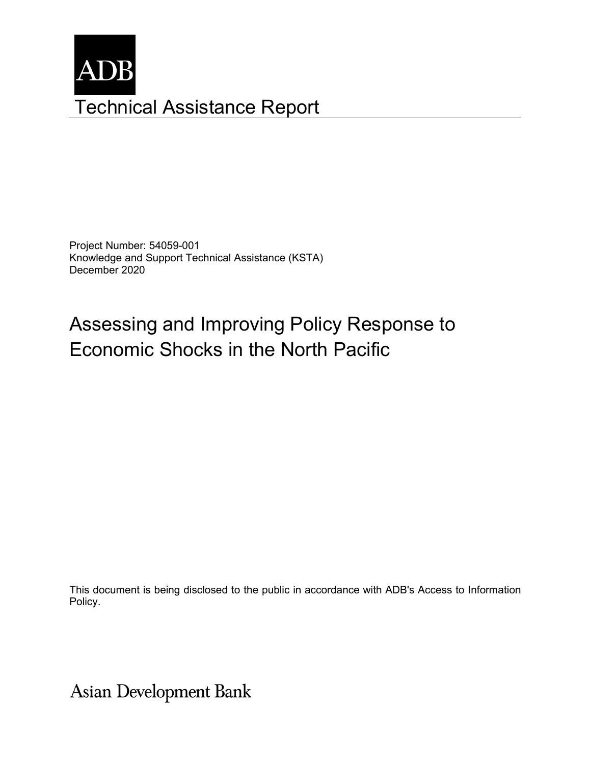ADB

# Technical Assistance Report

Project Number: 54059-001
Knowledge and Support Technical Assistance (KSTA)
December 2020

## Assessing and Improving Policy Response to Economic Shocks in the North Pacific

This document is being disclosed to the public in accordance with ADB's Access to Information Policy.

Asian Development Bank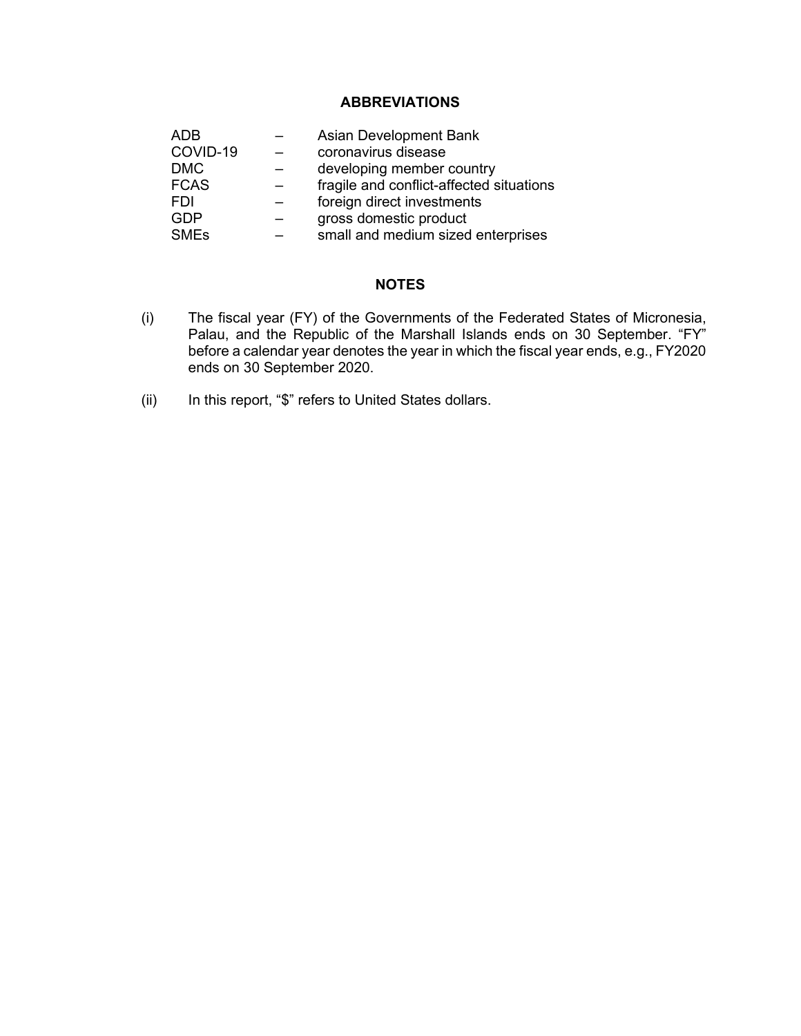## ABBREVIATIONS

| | | |
|---|---|---|
| ADB | – | Asian Development Bank |
| COVID-19 | – | coronavirus disease |
| DMC | – | developing member country |
| FCAS | – | fragile and conflict-affected situations |
| FDI | – | foreign direct investments |
| GDP | – | gross domestic product |
| SMEs | – | small and medium sized enterprises |

## NOTES

(i) The fiscal year (FY) of the Governments of the Federated States of Micronesia, Palau, and the Republic of the Marshall Islands ends on 30 September. "FY" before a calendar year denotes the year in which the fiscal year ends, e.g., FY2020 ends on 30 September 2020.

(ii) In this report, "$" refers to United States dollars.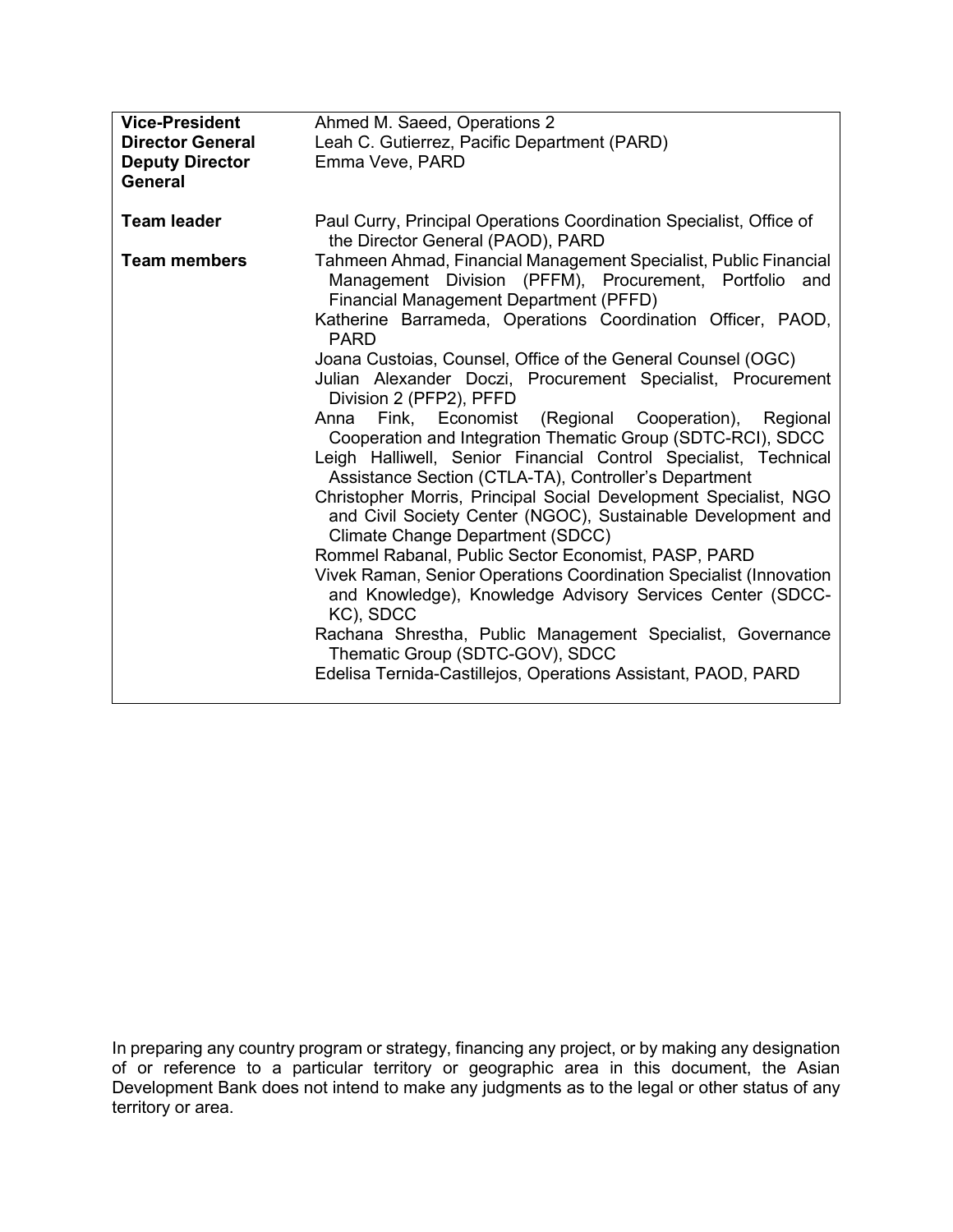| | |
|---|---|
| **Vice-President** | Ahmed M. Saeed, Operations 2 |
| **Director General** | Leah C. Gutierrez, Pacific Department (PARD) |
| **Deputy Director General** | Emma Veve, PARD |
| | |
| **Team leader** | Paul Curry, Principal Operations Coordination Specialist, Office of the Director General (PAOD), PARD |
| **Team members** | Tahmeen Ahmad, Financial Management Specialist, Public Financial Management Division (PFFM), Procurement, Portfolio and Financial Management Department (PFFD) |
| | Katherine Barrameda, Operations Coordination Officer, PAOD, PARD |
| | Joana Custoias, Counsel, Office of the General Counsel (OGC) |
| | Julian Alexander Doczi, Procurement Specialist, Procurement Division 2 (PFP2), PFFD |
| | Anna Fink, Economist (Regional Cooperation), Regional Cooperation and Integration Thematic Group (SDTC-RCI), SDCC |
| | Leigh Halliwell, Senior Financial Control Specialist, Technical Assistance Section (CTLA-TA), Controller's Department |
| | Christopher Morris, Principal Social Development Specialist, NGO and Civil Society Center (NGOC), Sustainable Development and Climate Change Department (SDCC) |
| | Rommel Rabanal, Public Sector Economist, PASP, PARD |
| | Vivek Raman, Senior Operations Coordination Specialist (Innovation and Knowledge), Knowledge Advisory Services Center (SDCC-KC), SDCC |
| | Rachana Shrestha, Public Management Specialist, Governance Thematic Group (SDTC-GOV), SDCC |
| | Edelisa Ternida-Castillejos, Operations Assistant, PAOD, PARD |

In preparing any country program or strategy, financing any project, or by making any designation of or reference to a particular territory or geographic area in this document, the Asian Development Bank does not intend to make any judgments as to the legal or other status of any territory or area.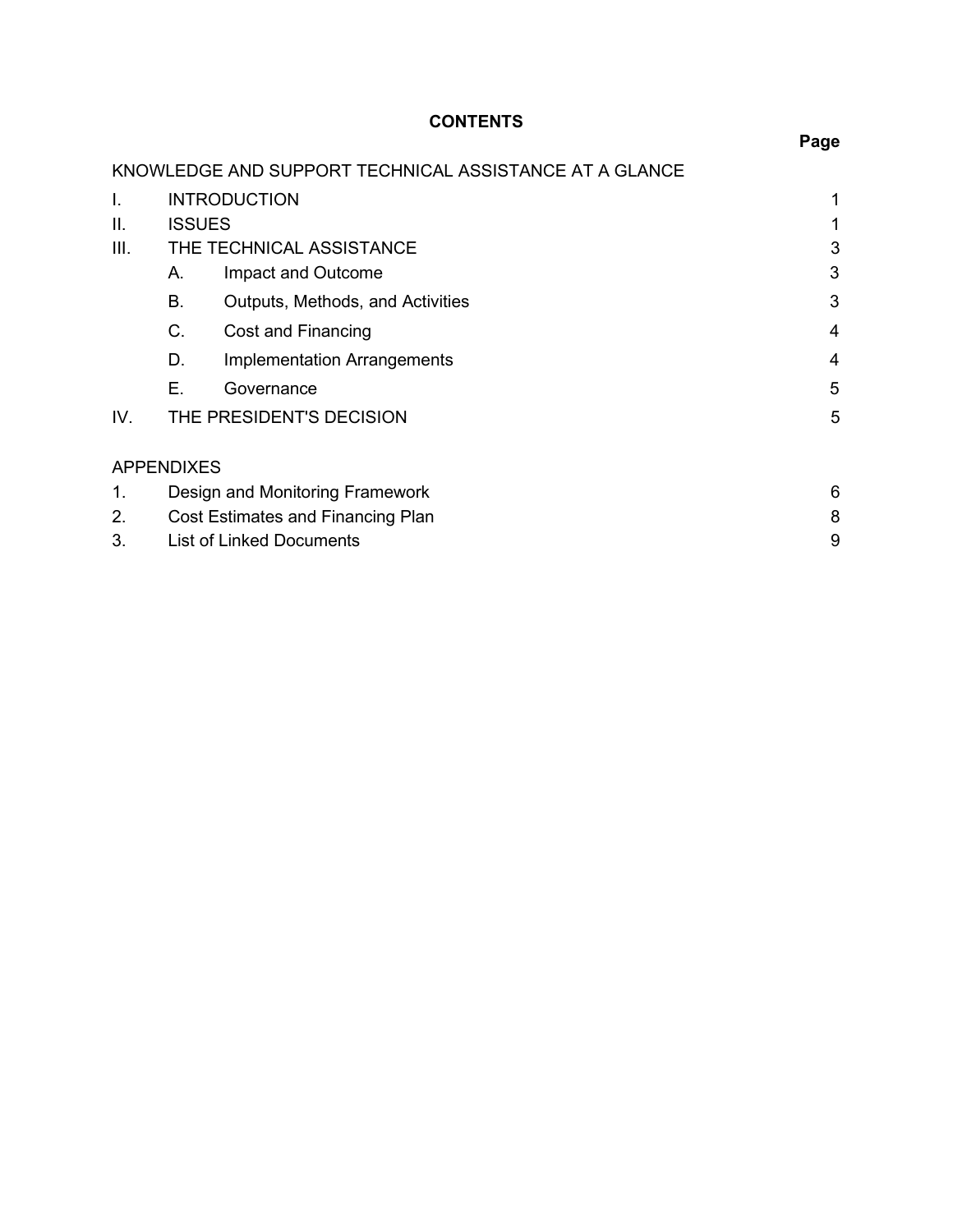# CONTENTS

| | | | Page |
|---|---|---|---|
| KNOWLEDGE AND SUPPORT TECHNICAL ASSISTANCE AT A GLANCE | | | |
| I. | INTRODUCTION | | 1 |
| II. | ISSUES | | 1 |
| III. | THE TECHNICAL ASSISTANCE | | 3 |
| | A. | Impact and Outcome | 3 |
| | B. | Outputs, Methods, and Activities | 3 |
| | C. | Cost and Financing | 4 |
| | D. | Implementation Arrangements | 4 |
| | E. | Governance | 5 |
| IV. | THE PRESIDENT'S DECISION | | 5 |

| APPENDIXES | | |
|---|---|---|
| 1. | Design and Monitoring Framework | 6 |
| 2. | Cost Estimates and Financing Plan | 8 |
| 3. | List of Linked Documents | 9 |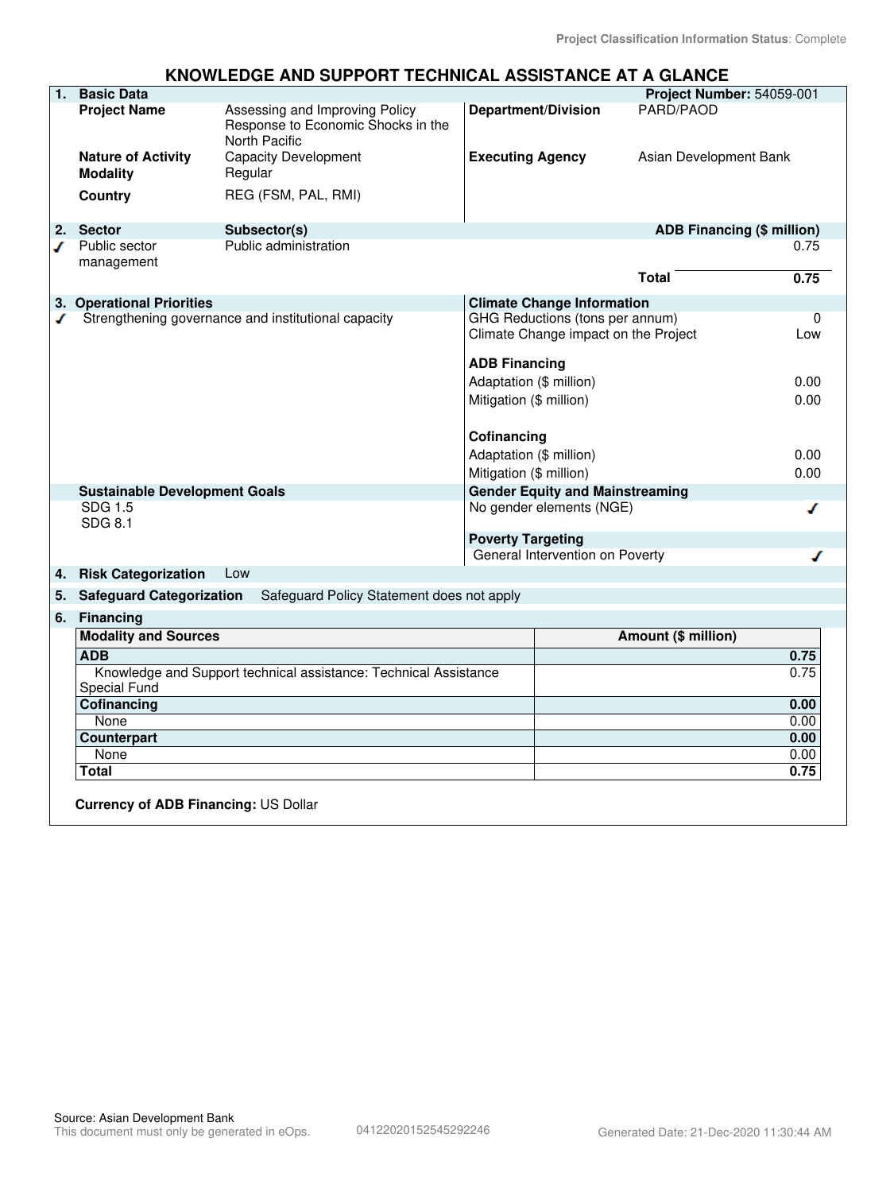Project Classification Information Status: Complete

# KNOWLEDGE AND SUPPORT TECHNICAL ASSISTANCE AT A GLANCE

## 1. Basic Data

**Project Number:** 54059-001

| | | | |
|---|---|---|---|
| **Project Name** | Assessing and Improving Policy Response to Economic Shocks in the North Pacific | **Department/Division** | PARD/PAOD |
| **Nature of Activity** | Capacity Development | **Executing Agency** | Asian Development Bank |
| **Modality** | Regular | | |
| **Country** | REG (FSM, PAL, RMI) | | |

## 2. Sector

| Sector | Subsector(s) | ADB Financing ($ million) |
|---|---|---|
| ✓ Public sector management | Public administration | 0.75 |
| | **Total** | **0.75** |

## 3. Operational Priorities

✓ Strengthening governance and institutional capacity

**Climate Change Information**

| | |
|---|---|
| GHG Reductions (tons per annum) | 0 |
| Climate Change impact on the Project | Low |

**ADB Financing**

| | |
|---|---|
| Adaptation ($ million) | 0.00 |
| Mitigation ($ million) | 0.00 |

**Cofinancing**

| | |
|---|---|
| Adaptation ($ million) | 0.00 |
| Mitigation ($ million) | 0.00 |

**Sustainable Development Goals**

SDG 1.5
SDG 8.1

**Gender Equity and Mainstreaming**

No gender elements (NGE) ✓

**Poverty Targeting**

General Intervention on Poverty ✓

## 4. Risk Categorization

Low

## 5. Safeguard Categorization

Safeguard Policy Statement does not apply

## 6. Financing

| Modality and Sources | Amount ($ million) |
|---|---|
| **ADB** | **0.75** |
| Knowledge and Support technical assistance: Technical Assistance Special Fund | 0.75 |
| **Cofinancing** | **0.00** |
| None | 0.00 |
| **Counterpart** | **0.00** |
| None | 0.00 |
| **Total** | **0.75** |

**Currency of ADB Financing:** US Dollar

Source: Asian Development Bank
This document must only be generated in eOps. 04122020152545292246 Generated Date: 21-Dec-2020 11:30:44 AM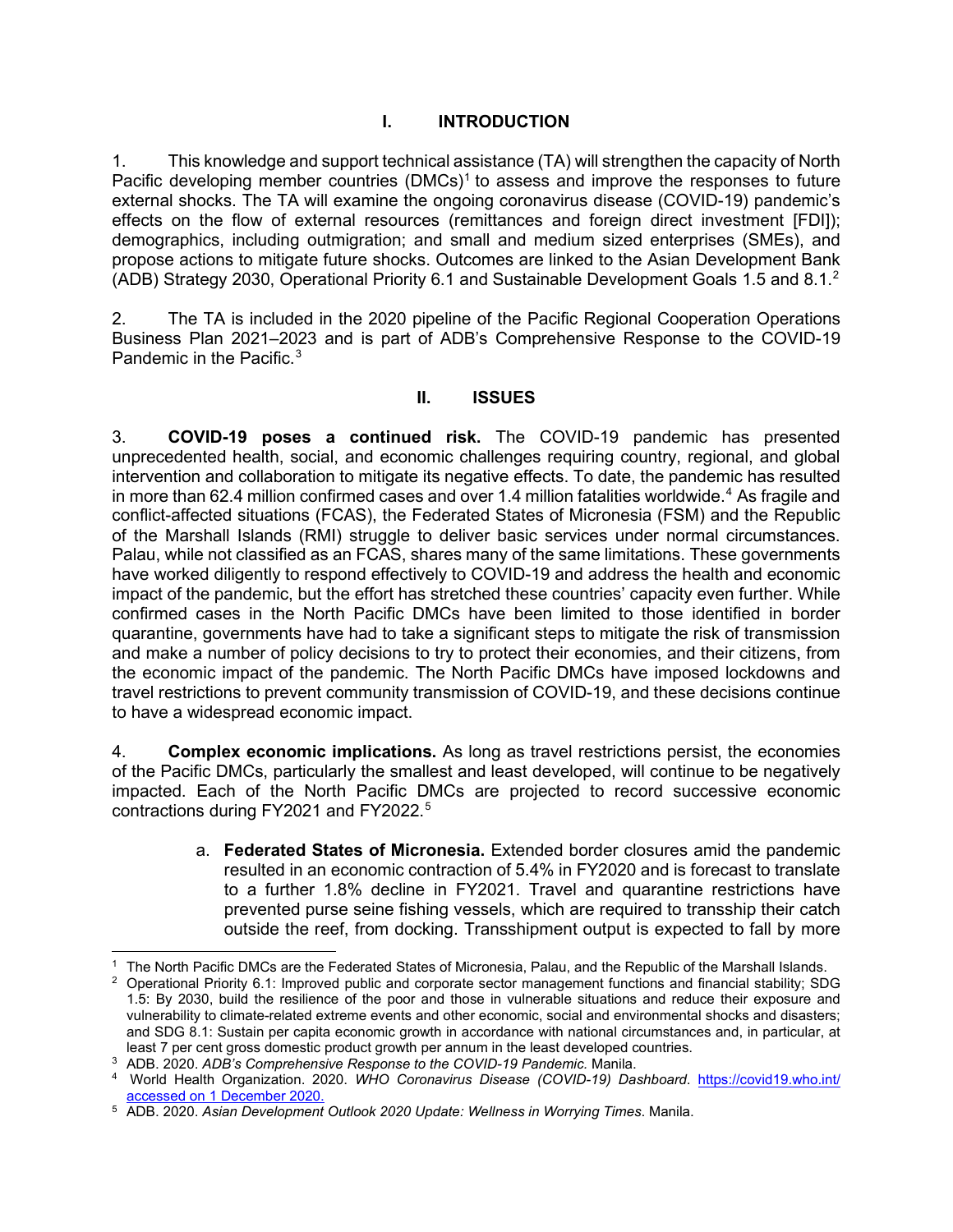## I. INTRODUCTION

1. This knowledge and support technical assistance (TA) will strengthen the capacity of North Pacific developing member countries (DMCs)[1] to assess and improve the responses to future external shocks. The TA will examine the ongoing coronavirus disease (COVID-19) pandemic's effects on the flow of external resources (remittances and foreign direct investment [FDI]); demographics, including outmigration; and small and medium sized enterprises (SMEs), and propose actions to mitigate future shocks. Outcomes are linked to the Asian Development Bank (ADB) Strategy 2030, Operational Priority 6.1 and Sustainable Development Goals 1.5 and 8.1.[2]

2. The TA is included in the 2020 pipeline of the Pacific Regional Cooperation Operations Business Plan 2021–2023 and is part of ADB's Comprehensive Response to the COVID-19 Pandemic in the Pacific.[3]

## II. ISSUES

3. **COVID-19 poses a continued risk.** The COVID-19 pandemic has presented unprecedented health, social, and economic challenges requiring country, regional, and global intervention and collaboration to mitigate its negative effects. To date, the pandemic has resulted in more than 62.4 million confirmed cases and over 1.4 million fatalities worldwide.[4] As fragile and conflict-affected situations (FCAS), the Federated States of Micronesia (FSM) and the Republic of the Marshall Islands (RMI) struggle to deliver basic services under normal circumstances. Palau, while not classified as an FCAS, shares many of the same limitations. These governments have worked diligently to respond effectively to COVID-19 and address the health and economic impact of the pandemic, but the effort has stretched these countries' capacity even further. While confirmed cases in the North Pacific DMCs have been limited to those identified in border quarantine, governments have had to take a significant steps to mitigate the risk of transmission and make a number of policy decisions to try to protect their economies, and their citizens, from the economic impact of the pandemic. The North Pacific DMCs have imposed lockdowns and travel restrictions to prevent community transmission of COVID-19, and these decisions continue to have a widespread economic impact.

4. **Complex economic implications.** As long as travel restrictions persist, the economies of the Pacific DMCs, particularly the smallest and least developed, will continue to be negatively impacted. Each of the North Pacific DMCs are projected to record successive economic contractions during FY2021 and FY2022.[5]

a. **Federated States of Micronesia.** Extended border closures amid the pandemic resulted in an economic contraction of 5.4% in FY2020 and is forecast to translate to a further 1.8% decline in FY2021. Travel and quarantine restrictions have prevented purse seine fishing vessels, which are required to transship their catch outside the reef, from docking. Transshipment output is expected to fall by more

---

[1] The North Pacific DMCs are the Federated States of Micronesia, Palau, and the Republic of the Marshall Islands.

[2] Operational Priority 6.1: Improved public and corporate sector management functions and financial stability; SDG 1.5: By 2030, build the resilience of the poor and those in vulnerable situations and reduce their exposure and vulnerability to climate-related extreme events and other economic, social and environmental shocks and disasters; and SDG 8.1: Sustain per capita economic growth in accordance with national circumstances and, in particular, at least 7 per cent gross domestic product growth per annum in the least developed countries.

[3] ADB. 2020. *ADB's Comprehensive Response to the COVID-19 Pandemic.* Manila.

[4] World Health Organization. 2020. *WHO Coronavirus Disease (COVID-19) Dashboard*. https://covid19.who.int/ accessed on 1 December 2020.

[5] ADB. 2020. *Asian Development Outlook 2020 Update: Wellness in Worrying Times*. Manila.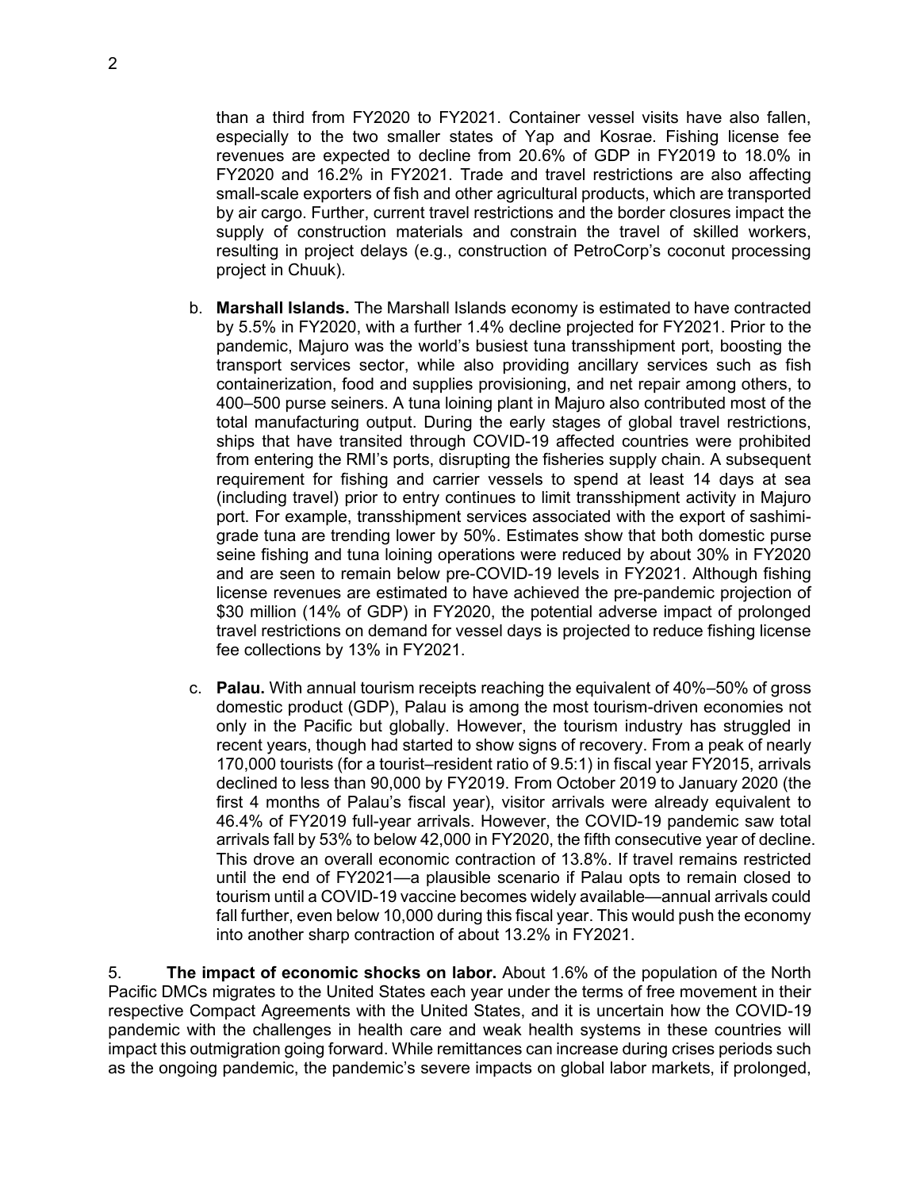than a third from FY2020 to FY2021. Container vessel visits have also fallen, especially to the two smaller states of Yap and Kosrae. Fishing license fee revenues are expected to decline from 20.6% of GDP in FY2019 to 18.0% in FY2020 and 16.2% in FY2021. Trade and travel restrictions are also affecting small-scale exporters of fish and other agricultural products, which are transported by air cargo. Further, current travel restrictions and the border closures impact the supply of construction materials and constrain the travel of skilled workers, resulting in project delays (e.g., construction of PetroCorp's coconut processing project in Chuuk).

b. **Marshall Islands.** The Marshall Islands economy is estimated to have contracted by 5.5% in FY2020, with a further 1.4% decline projected for FY2021. Prior to the pandemic, Majuro was the world's busiest tuna transshipment port, boosting the transport services sector, while also providing ancillary services such as fish containerization, food and supplies provisioning, and net repair among others, to 400–500 purse seiners. A tuna loining plant in Majuro also contributed most of the total manufacturing output. During the early stages of global travel restrictions, ships that have transited through COVID-19 affected countries were prohibited from entering the RMI's ports, disrupting the fisheries supply chain. A subsequent requirement for fishing and carrier vessels to spend at least 14 days at sea (including travel) prior to entry continues to limit transshipment activity in Majuro port. For example, transshipment services associated with the export of sashimi-grade tuna are trending lower by 50%. Estimates show that both domestic purse seine fishing and tuna loining operations were reduced by about 30% in FY2020 and are seen to remain below pre-COVID-19 levels in FY2021. Although fishing license revenues are estimated to have achieved the pre-pandemic projection of \$30 million (14% of GDP) in FY2020, the potential adverse impact of prolonged travel restrictions on demand for vessel days is projected to reduce fishing license fee collections by 13% in FY2021.

c. **Palau.** With annual tourism receipts reaching the equivalent of 40%–50% of gross domestic product (GDP), Palau is among the most tourism-driven economies not only in the Pacific but globally. However, the tourism industry has struggled in recent years, though had started to show signs of recovery. From a peak of nearly 170,000 tourists (for a tourist–resident ratio of 9.5:1) in fiscal year FY2015, arrivals declined to less than 90,000 by FY2019. From October 2019 to January 2020 (the first 4 months of Palau's fiscal year), visitor arrivals were already equivalent to 46.4% of FY2019 full-year arrivals. However, the COVID-19 pandemic saw total arrivals fall by 53% to below 42,000 in FY2020, the fifth consecutive year of decline. This drove an overall economic contraction of 13.8%. If travel remains restricted until the end of FY2021—a plausible scenario if Palau opts to remain closed to tourism until a COVID-19 vaccine becomes widely available—annual arrivals could fall further, even below 10,000 during this fiscal year. This would push the economy into another sharp contraction of about 13.2% in FY2021.

5. **The impact of economic shocks on labor.** About 1.6% of the population of the North Pacific DMCs migrates to the United States each year under the terms of free movement in their respective Compact Agreements with the United States, and it is uncertain how the COVID-19 pandemic with the challenges in health care and weak health systems in these countries will impact this outmigration going forward. While remittances can increase during crises periods such as the ongoing pandemic, the pandemic's severe impacts on global labor markets, if prolonged,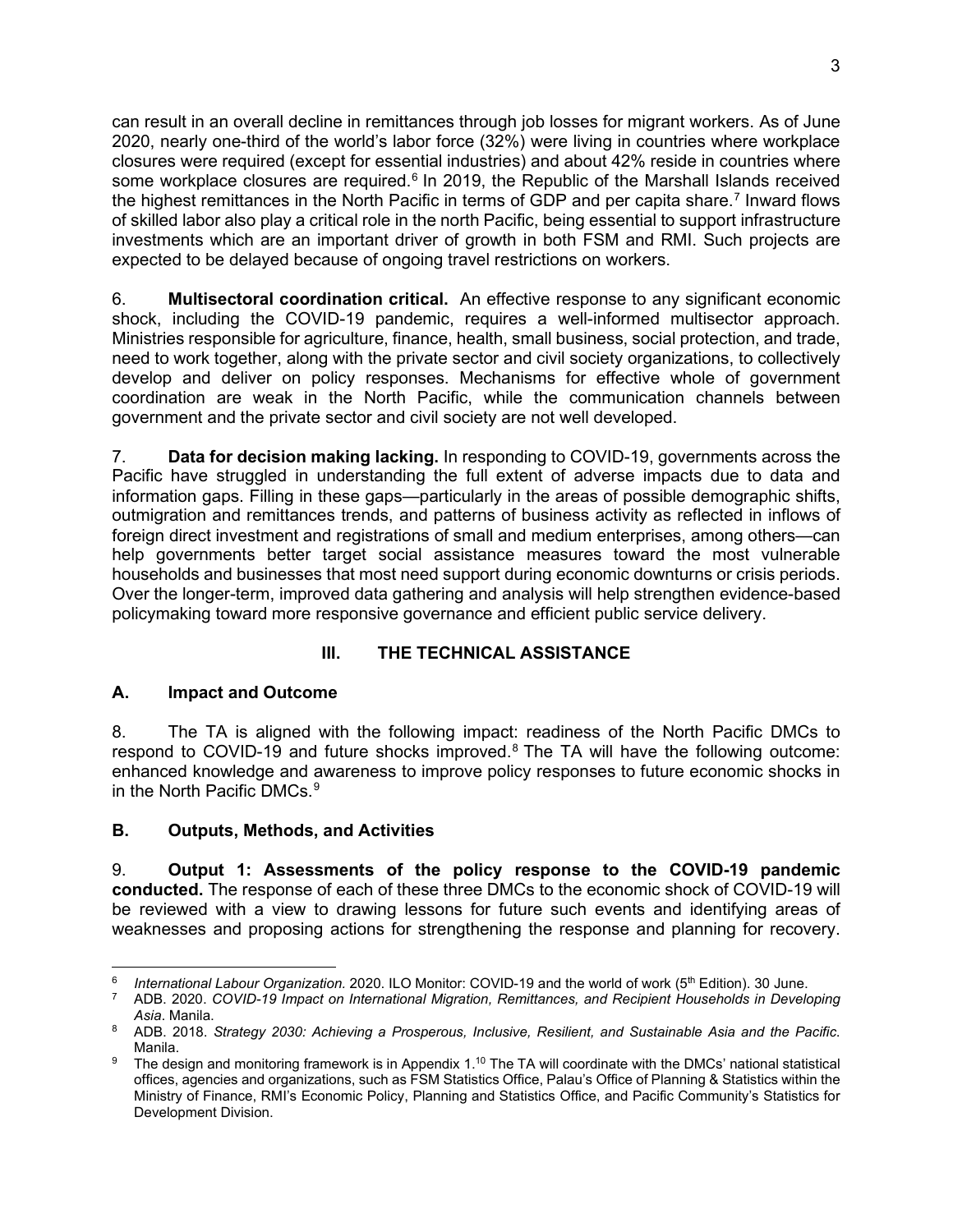can result in an overall decline in remittances through job losses for migrant workers. As of June 2020, nearly one-third of the world's labor force (32%) were living in countries where workplace closures were required (except for essential industries) and about 42% reside in countries where some workplace closures are required.[6] In 2019, the Republic of the Marshall Islands received the highest remittances in the North Pacific in terms of GDP and per capita share.[7] Inward flows of skilled labor also play a critical role in the north Pacific, being essential to support infrastructure investments which are an important driver of growth in both FSM and RMI. Such projects are expected to be delayed because of ongoing travel restrictions on workers.

6. **Multisectoral coordination critical.** An effective response to any significant economic shock, including the COVID-19 pandemic, requires a well-informed multisector approach. Ministries responsible for agriculture, finance, health, small business, social protection, and trade, need to work together, along with the private sector and civil society organizations, to collectively develop and deliver on policy responses. Mechanisms for effective whole of government coordination are weak in the North Pacific, while the communication channels between government and the private sector and civil society are not well developed.

7. **Data for decision making lacking.** In responding to COVID-19, governments across the Pacific have struggled in understanding the full extent of adverse impacts due to data and information gaps. Filling in these gaps—particularly in the areas of possible demographic shifts, outmigration and remittances trends, and patterns of business activity as reflected in inflows of foreign direct investment and registrations of small and medium enterprises, among others—can help governments better target social assistance measures toward the most vulnerable households and businesses that most need support during economic downturns or crisis periods. Over the longer-term, improved data gathering and analysis will help strengthen evidence-based policymaking toward more responsive governance and efficient public service delivery.

## III. THE TECHNICAL ASSISTANCE

### A. Impact and Outcome

8. The TA is aligned with the following impact: readiness of the North Pacific DMCs to respond to COVID-19 and future shocks improved.[8] The TA will have the following outcome: enhanced knowledge and awareness to improve policy responses to future economic shocks in in the North Pacific DMCs.[9]

### B. Outputs, Methods, and Activities

9. **Output 1: Assessments of the policy response to the COVID-19 pandemic conducted.** The response of each of these three DMCs to the economic shock of COVID-19 will be reviewed with a view to drawing lessons for future such events and identifying areas of weaknesses and proposing actions for strengthening the response and planning for recovery.

---

[6] *International Labour Organization.* 2020. ILO Monitor: COVID-19 and the world of work (5th Edition). 30 June.

[7] ADB. 2020. *COVID-19 Impact on International Migration, Remittances, and Recipient Households in Developing Asia*. Manila.

[8] ADB. 2018. *Strategy 2030: Achieving a Prosperous, Inclusive, Resilient, and Sustainable Asia and the Pacific.* Manila.

[9] The design and monitoring framework is in Appendix 1.[10] The TA will coordinate with the DMCs' national statistical offices, agencies and organizations, such as FSM Statistics Office, Palau's Office of Planning & Statistics within the Ministry of Finance, RMI's Economic Policy, Planning and Statistics Office, and Pacific Community's Statistics for Development Division.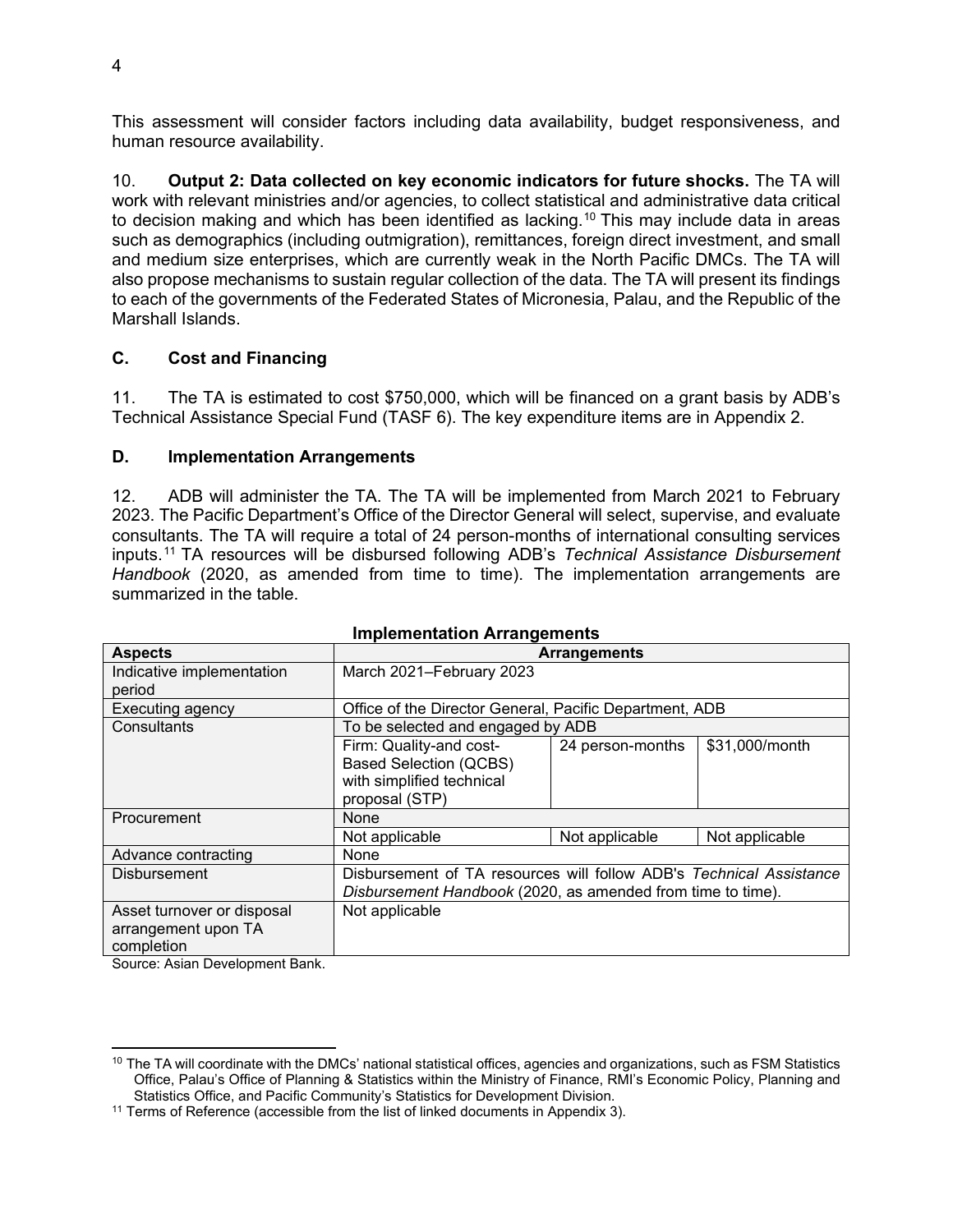This assessment will consider factors including data availability, budget responsiveness, and human resource availability.

10. **Output 2: Data collected on key economic indicators for future shocks.** The TA will work with relevant ministries and/or agencies, to collect statistical and administrative data critical to decision making and which has been identified as lacking.[10] This may include data in areas such as demographics (including outmigration), remittances, foreign direct investment, and small and medium size enterprises, which are currently weak in the North Pacific DMCs. The TA will also propose mechanisms to sustain regular collection of the data. The TA will present its findings to each of the governments of the Federated States of Micronesia, Palau, and the Republic of the Marshall Islands.

## C. Cost and Financing

11. The TA is estimated to cost $750,000, which will be financed on a grant basis by ADB's Technical Assistance Special Fund (TASF 6). The key expenditure items are in Appendix 2.

## D. Implementation Arrangements

12. ADB will administer the TA. The TA will be implemented from March 2021 to February 2023. The Pacific Department's Office of the Director General will select, supervise, and evaluate consultants. The TA will require a total of 24 person-months of international consulting services inputs.[11] TA resources will be disbursed following ADB's *Technical Assistance Disbursement Handbook* (2020, as amended from time to time). The implementation arrangements are summarized in the table.

**Implementation Arrangements**

| Aspects | Arrangements | | |
|---|---|---|---|
| Indicative implementation period | March 2021–February 2023 | | |
| Executing agency | Office of the Director General, Pacific Department, ADB | | |
| Consultants | To be selected and engaged by ADB | | |
| | Firm: Quality-and cost-Based Selection (QCBS) with simplified technical proposal (STP) | 24 person-months | $31,000/month |
| Procurement | None | | |
| | Not applicable | Not applicable | Not applicable |
| Advance contracting | None | | |
| Disbursement | Disbursement of TA resources will follow ADB's *Technical Assistance Disbursement Handbook* (2020, as amended from time to time). | | |
| Asset turnover or disposal arrangement upon TA completion | Not applicable | | |

Source: Asian Development Bank.

[10] The TA will coordinate with the DMCs' national statistical offices, agencies and organizations, such as FSM Statistics Office, Palau's Office of Planning & Statistics within the Ministry of Finance, RMI's Economic Policy, Planning and Statistics Office, and Pacific Community's Statistics for Development Division.

[11] Terms of Reference (accessible from the list of linked documents in Appendix 3).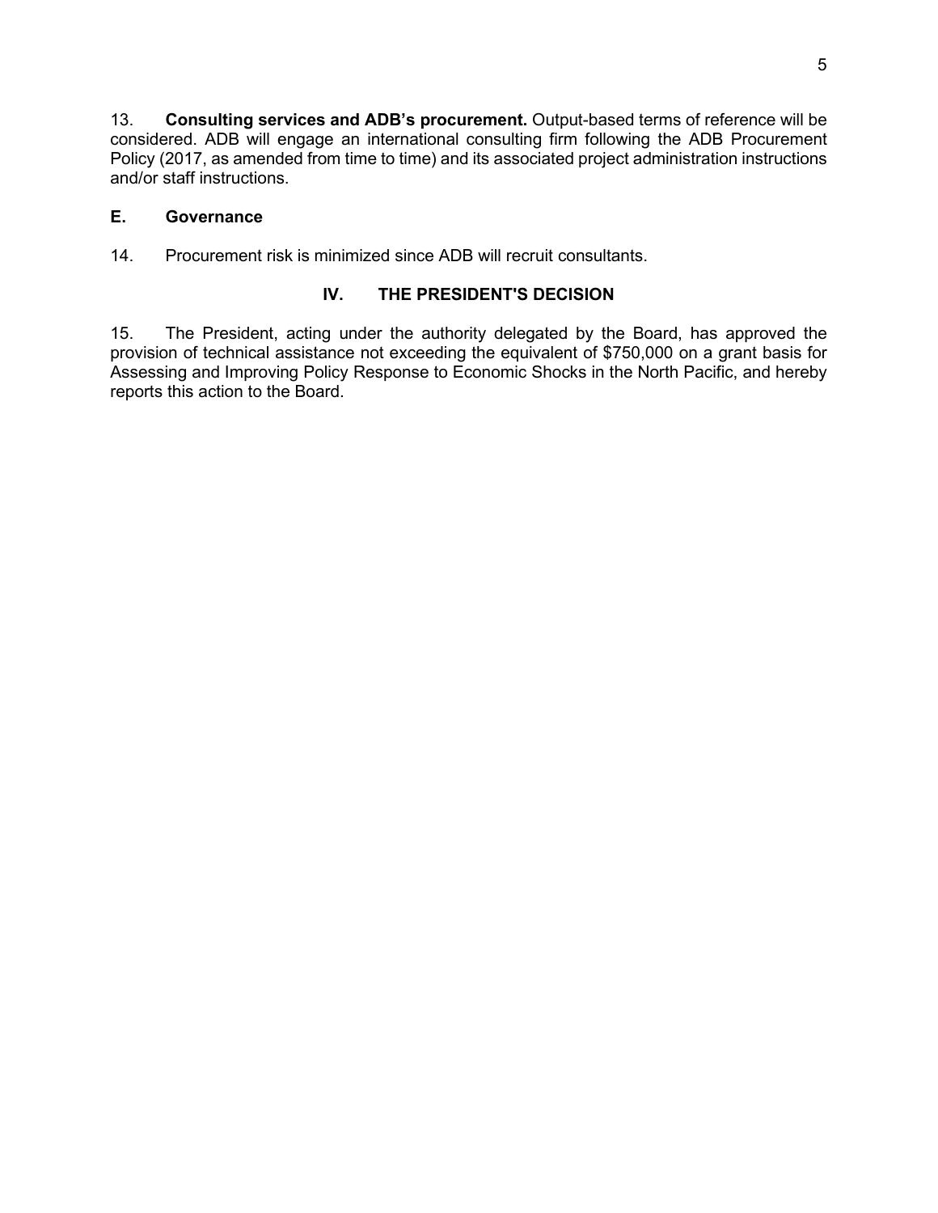13. **Consulting services and ADB's procurement.** Output-based terms of reference will be considered. ADB will engage an international consulting firm following the ADB Procurement Policy (2017, as amended from time to time) and its associated project administration instructions and/or staff instructions.

### E. Governance

14. Procurement risk is minimized since ADB will recruit consultants.

## IV. THE PRESIDENT'S DECISION

15. The President, acting under the authority delegated by the Board, has approved the provision of technical assistance not exceeding the equivalent of $750,000 on a grant basis for Assessing and Improving Policy Response to Economic Shocks in the North Pacific, and hereby reports this action to the Board.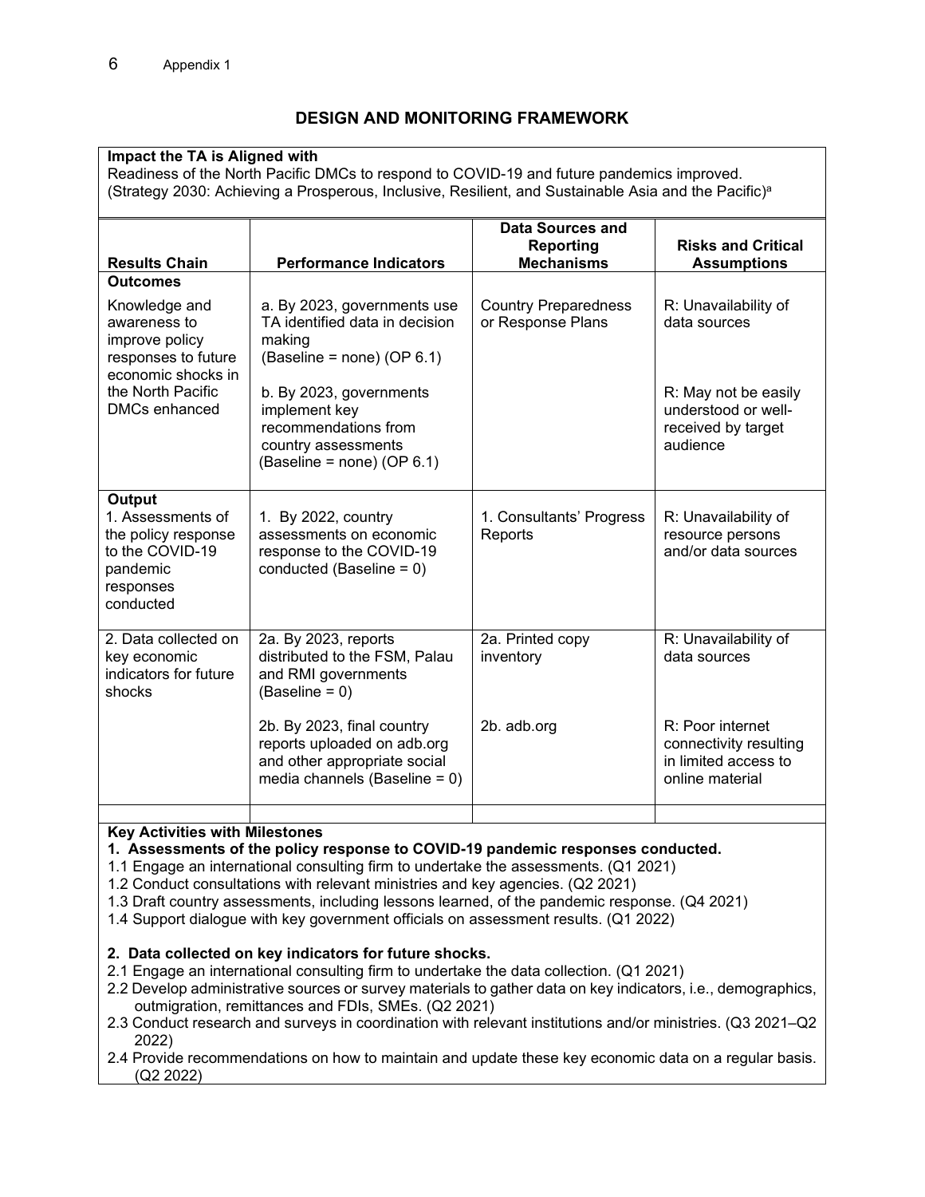## DESIGN AND MONITORING FRAMEWORK

**Impact the TA is Aligned with**

Readiness of the North Pacific DMCs to respond to COVID-19 and future pandemics improved. (Strategy 2030: Achieving a Prosperous, Inclusive, Resilient, and Sustainable Asia and the Pacific)[a]

| Results Chain | Performance Indicators | Data Sources and Reporting Mechanisms | Risks and Critical Assumptions |
|---|---|---|---|
| **Outcomes** | | | |
| Knowledge and awareness to improve policy responses to future economic shocks in the North Pacific DMCs enhanced | a. By 2023, governments use TA identified data in decision making (Baseline = none) (OP 6.1) | Country Preparedness or Response Plans | R: Unavailability of data sources |
| | b. By 2023, governments implement key recommendations from country assessments (Baseline = none) (OP 6.1) | | R: May not be easily understood or well-received by target audience |
| **Output** 1. Assessments of the policy response to the COVID-19 pandemic responses conducted | 1. By 2022, country assessments on economic response to the COVID-19 conducted (Baseline = 0) | 1. Consultants' Progress Reports | R: Unavailability of resource persons and/or data sources |
| 2. Data collected on key economic indicators for future shocks | 2a. By 2023, reports distributed to the FSM, Palau and RMI governments (Baseline = 0) | 2a. Printed copy inventory | R: Unavailability of data sources |
| | 2b. By 2023, final country reports uploaded on adb.org and other appropriate social media channels (Baseline = 0) | 2b. adb.org | R: Poor internet connectivity resulting in limited access to online material |

**Key Activities with Milestones**

**1. Assessments of the policy response to COVID-19 pandemic responses conducted.**

1.1 Engage an international consulting firm to undertake the assessments. (Q1 2021)
1.2 Conduct consultations with relevant ministries and key agencies. (Q2 2021)
1.3 Draft country assessments, including lessons learned, of the pandemic response. (Q4 2021)
1.4 Support dialogue with key government officials on assessment results. (Q1 2022)

**2. Data collected on key indicators for future shocks.**

2.1 Engage an international consulting firm to undertake the data collection. (Q1 2021)
2.2 Develop administrative sources or survey materials to gather data on key indicators, i.e., demographics, outmigration, remittances and FDIs, SMEs. (Q2 2021)
2.3 Conduct research and surveys in coordination with relevant institutions and/or ministries. (Q3 2021–Q2 2022)
2.4 Provide recommendations on how to maintain and update these key economic data on a regular basis. (Q2 2022)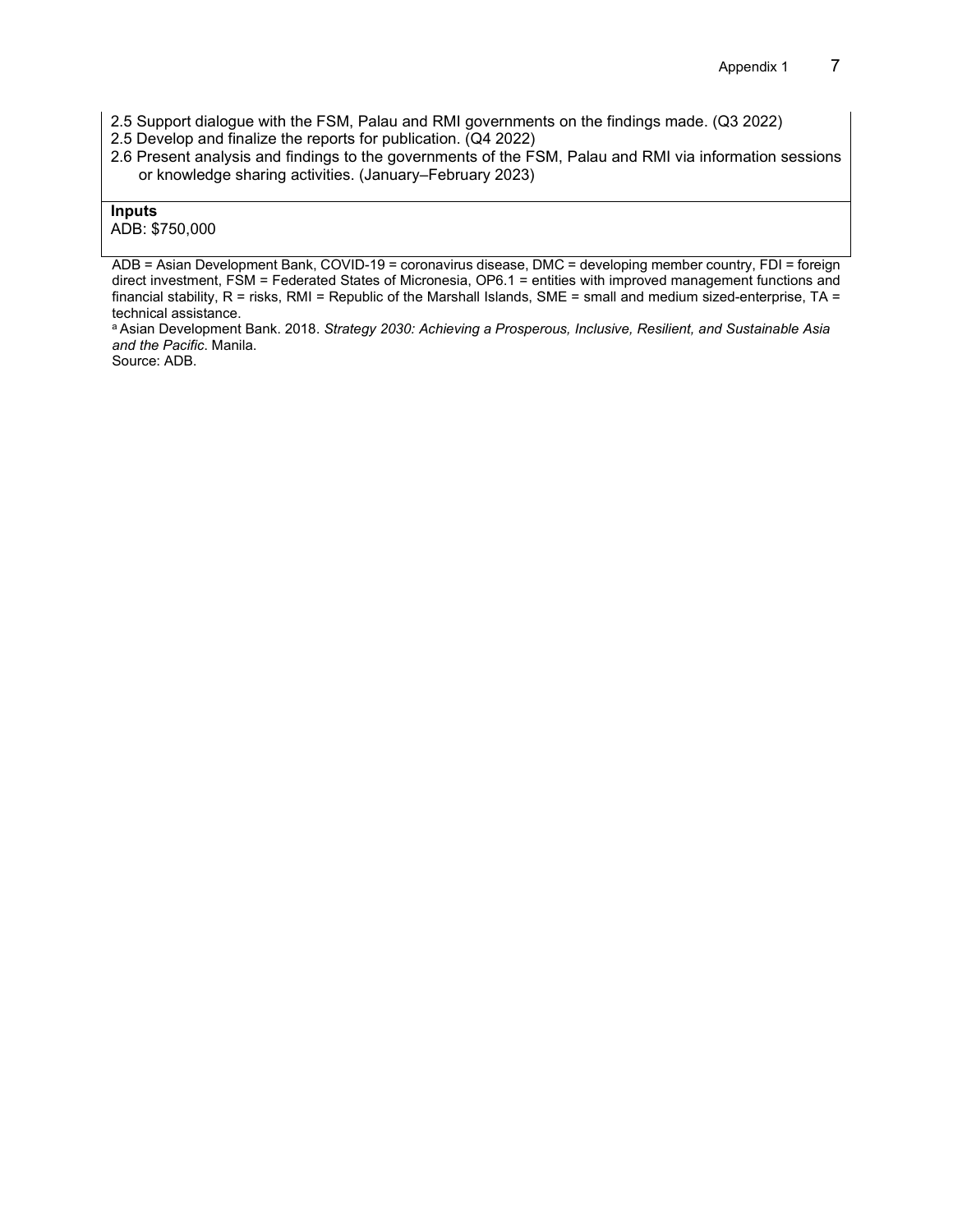2.5 Support dialogue with the FSM, Palau and RMI governments on the findings made. (Q3 2022)
2.5 Develop and finalize the reports for publication. (Q4 2022)
2.6 Present analysis and findings to the governments of the FSM, Palau and RMI via information sessions or knowledge sharing activities. (January–February 2023)

**Inputs**
ADB: $750,000

ADB = Asian Development Bank, COVID-19 = coronavirus disease, DMC = developing member country, FDI = foreign direct investment, FSM = Federated States of Micronesia, OP6.1 = entities with improved management functions and financial stability, R = risks, RMI = Republic of the Marshall Islands, SME = small and medium sized-enterprise, TA = technical assistance.

[a] Asian Development Bank. 2018. *Strategy 2030: Achieving a Prosperous, Inclusive, Resilient, and Sustainable Asia and the Pacific*. Manila.

Source: ADB.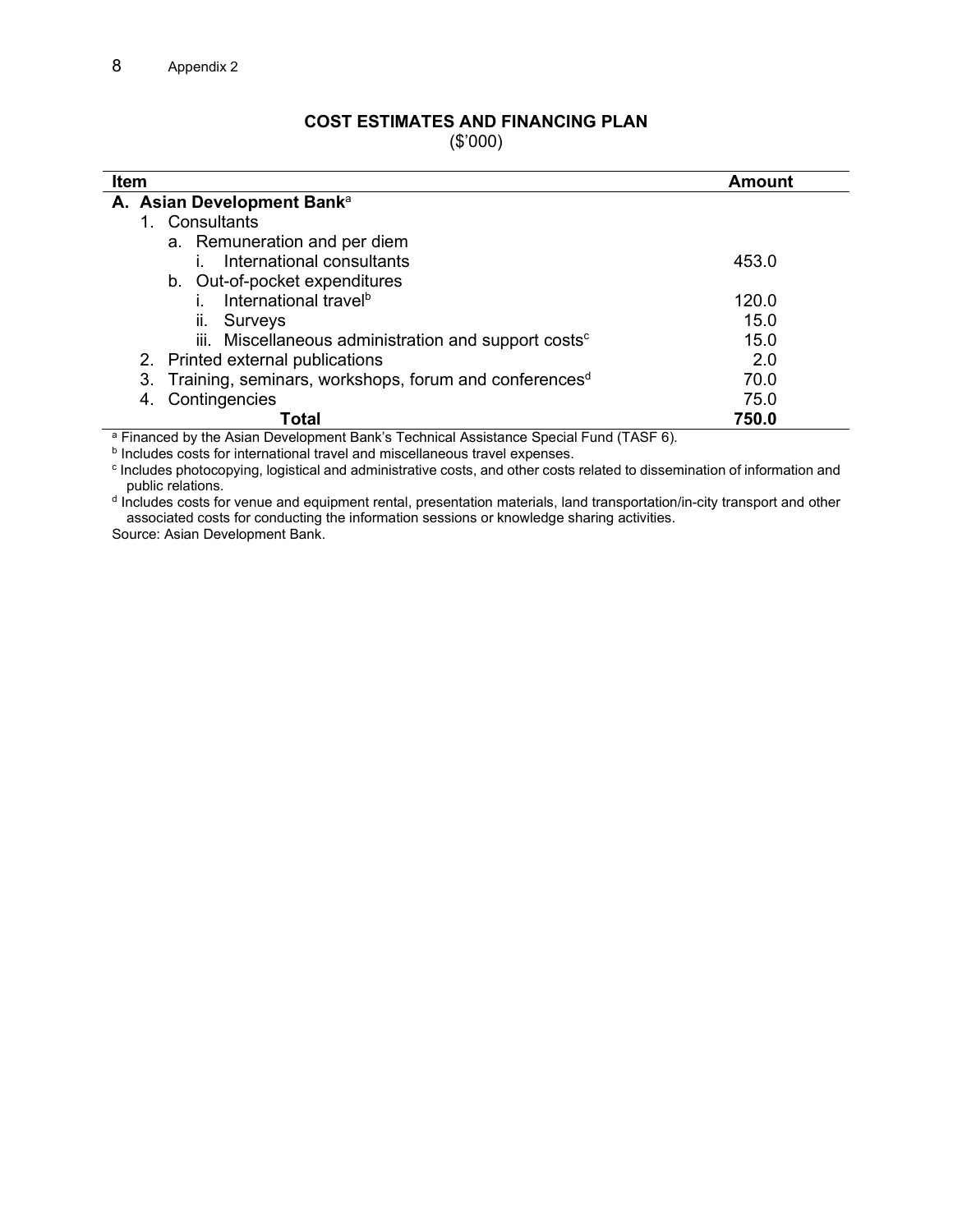## COST ESTIMATES AND FINANCING PLAN

($'000)

| Item | Amount |
|---|---|
| **A. Asian Development Bank**[a] | |
| 1. Consultants | |
| a. Remuneration and per diem | |
| i. International consultants | 453.0 |
| b. Out-of-pocket expenditures | |
| i. International travel[b] | 120.0 |
| ii. Surveys | 15.0 |
| iii. Miscellaneous administration and support costs[c] | 15.0 |
| 2. Printed external publications | 2.0 |
| 3. Training, seminars, workshops, forum and conferences[d] | 70.0 |
| 4. Contingencies | 75.0 |
| **Total** | **750.0** |

[a] Financed by the Asian Development Bank's Technical Assistance Special Fund (TASF 6).

[b] Includes costs for international travel and miscellaneous travel expenses.

[c] Includes photocopying, logistical and administrative costs, and other costs related to dissemination of information and public relations.

[d] Includes costs for venue and equipment rental, presentation materials, land transportation/in-city transport and other associated costs for conducting the information sessions or knowledge sharing activities.

Source: Asian Development Bank.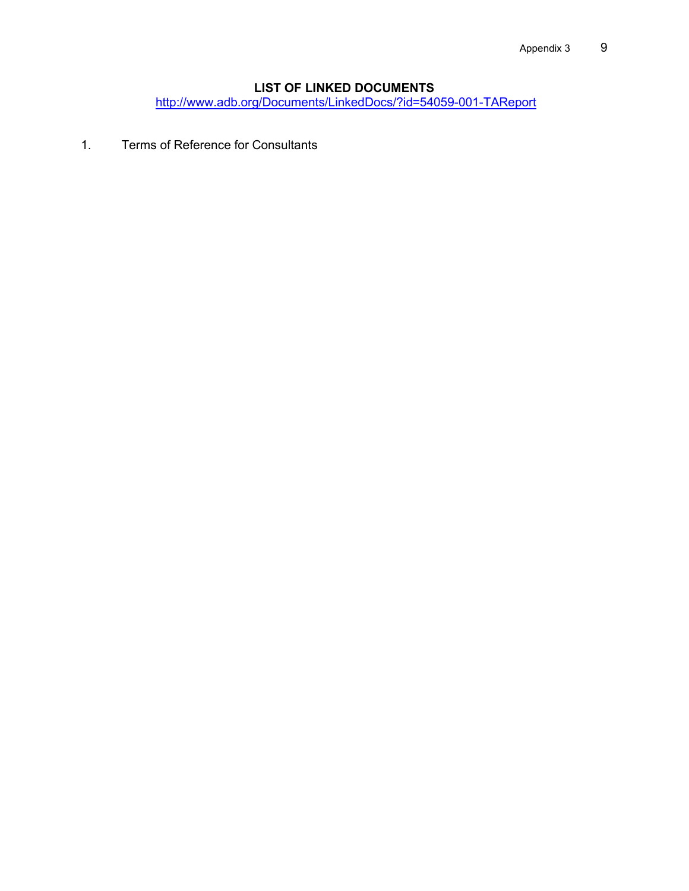# LIST OF LINKED DOCUMENTS

http://www.adb.org/Documents/LinkedDocs/?id=54059-001-TAReport

1. Terms of Reference for Consultants